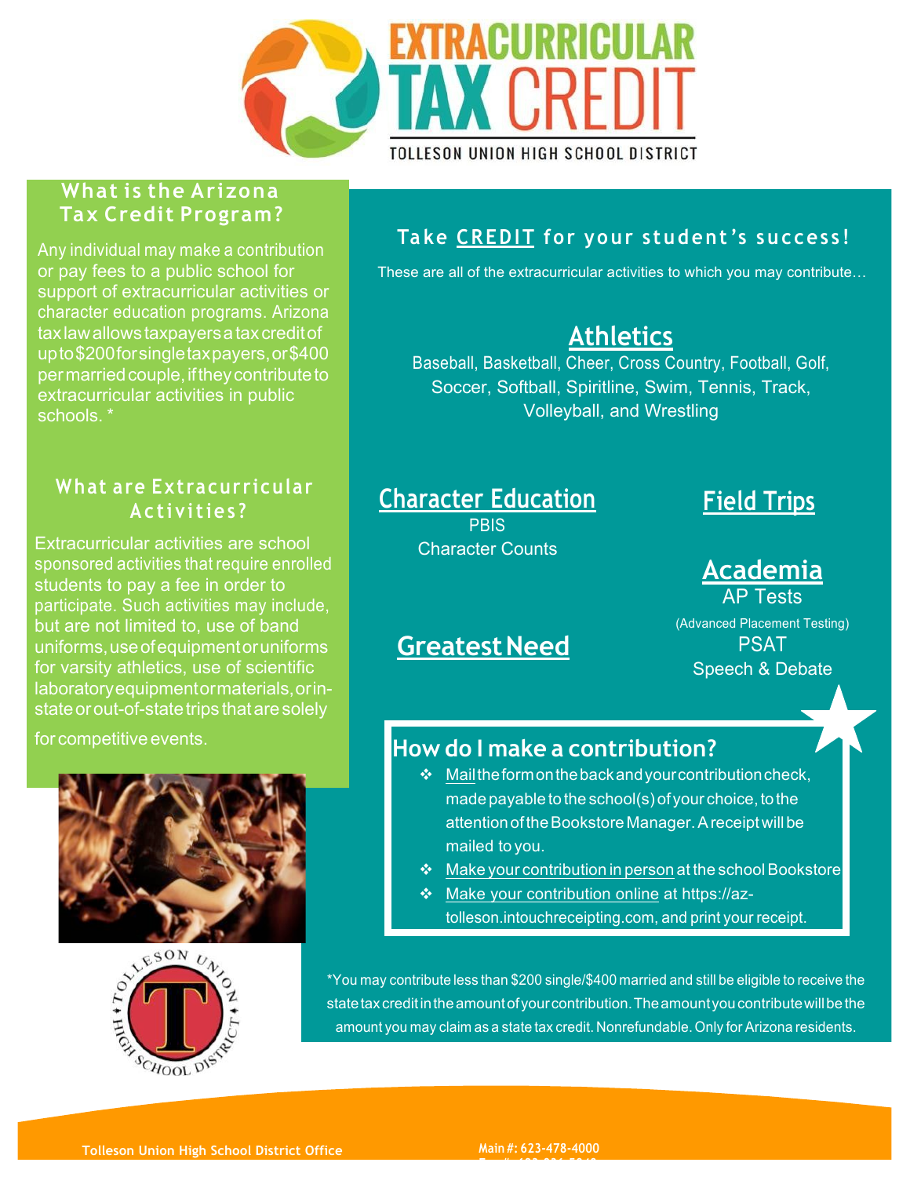# EXTRACURRICULAR TAX CREDIT

TOLLESON UNION HIGH SCHOOL DISTRICT

## What is the Arizona Tax Credit Program?

Any individual may make a contribution or pay fees to a public school for support of extracurricular activities or character education programs. Arizona tax law allows taxpayers a tax credit of up to $200 for single taxpayers, or $400 per married couple, if they contribute to extracurricular activities in public schools. *

## What are Extracurricular Activities?

Extracurricular activities are school sponsored activities that require enrolled students to pay a fee in order to participate. Such activities may include, but are not limited to, use of band uniforms, use of equipment or uniforms for varsity athletics, use of scientific laboratory equipment or materials, or in-state or out-of-state trips that are solely for competitive events.

## Take CREDIT for your student's success!

These are all of the extracurricular activities to which you may contribute…

### Athletics

Baseball, Basketball, Cheer, Cross Country, Football, Golf, Soccer, Softball, Spiritline, Swim, Tennis, Track, Volleyball, and Wrestling

### Character Education

PBIS
Character Counts

### Field Trips

### Academia

AP Tests
(Advanced Placement Testing)
PSAT
Speech & Debate

### Greatest Need

## How do I make a contribution?

- Mail the form on the back and your contribution check, made payable to the school(s) of your choice, to the attention of the Bookstore Manager. A receipt will be mailed to you.
- Make your contribution in person at the school Bookstore
- Make your contribution online at https://az-tolleson.intouchreceipting.com, and print your receipt.

*You may contribute less than $200 single/$400 married and still be eligible to receive the state tax credit in the amount of your contribution. The amount you contribute will be the amount you may claim as a state tax credit. Nonrefundable. Only for Arizona residents.

Tolleson Union High School District Office

Main #: 623-478-4000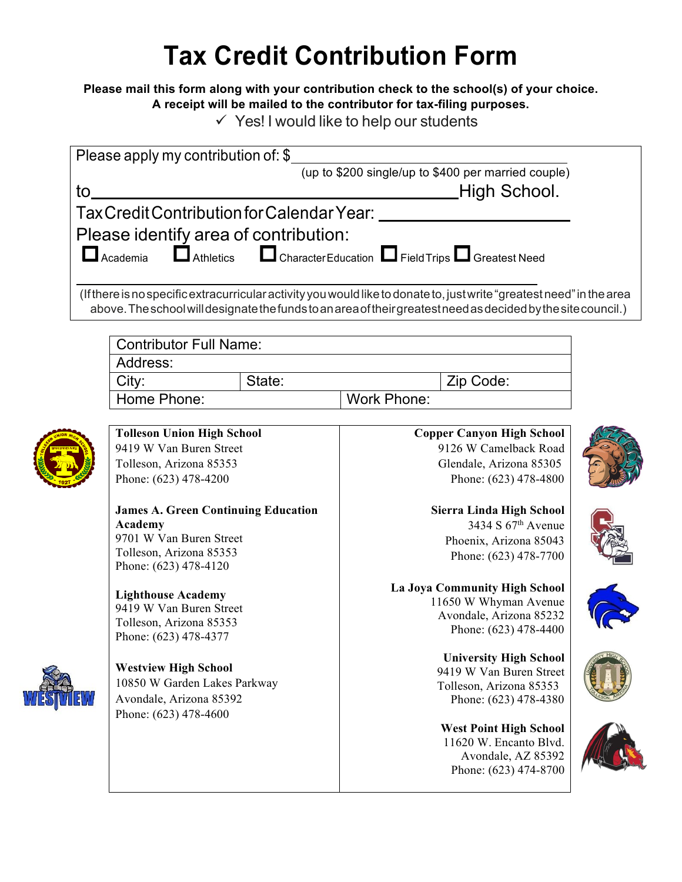# Tax Credit Contribution Form

**Please mail this form along with your contribution check to the school(s) of your choice.**
**A receipt will be mailed to the contributor for tax-filing purposes.**

✓ Yes! I would like to help our students

Please apply my contribution of: $\_\_\_\_\_\_\_\_\_\_\_\_\_\_\_\_\_\_\_\_\_\_\_\_
(up to $200 single/up to $400 per married couple)

to\_\_\_\_\_\_\_\_\_\_\_\_\_\_\_\_\_\_\_\_\_\_\_\_\_\_\_\_\_\_\_\_\_\_\_\_\_\_\_\_ High School.

Tax Credit Contribution for Calendar Year: \_\_\_\_\_\_\_\_\_\_\_\_\_\_\_\_\_\_\_\_

Please identify area of contribution:

☐ Academia ☐ Athletics ☐ Character Education ☐ Field Trips ☐ Greatest Need

\_\_\_\_\_\_\_\_\_\_\_\_\_\_\_\_\_\_\_\_\_\_\_\_\_\_\_\_\_\_\_\_\_\_\_\_\_\_\_\_\_\_\_\_\_\_\_\_\_\_\_\_\_\_\_\_

(If there is no specific extracurricular activity you would like to donate to, just write "greatest need" in the area above. The school will designate the funds to an area of their greatest need as decided by the site council.)

| | | |
|---|---|---|
| Contributor Full Name: | | |
| Address: | | |
| City: | State: | Zip Code: |
| Home Phone: | Work Phone: | |

**Tolleson Union High School**
9419 W Van Buren Street
Tolleson, Arizona 85353
Phone: (623) 478-4200

**James A. Green Continuing Education Academy**
9701 W Van Buren Street
Tolleson, Arizona 85353
Phone: (623) 478-4120

**Lighthouse Academy**
9419 W Van Buren Street
Tolleson, Arizona 85353
Phone: (623) 478-4377

**Westview High School**
10850 W Garden Lakes Parkway
Avondale, Arizona 85392
Phone: (623) 478-4600

**Copper Canyon High School**
9126 W Camelback Road
Glendale, Arizona 85305
Phone: (623) 478-4800

**Sierra Linda High School**
3434 S 67th Avenue
Phoenix, Arizona 85043
Phone: (623) 478-7700

**La Joya Community High School**
11650 W Whyman Avenue
Avondale, Arizona 85232
Phone: (623) 478-4400

**University High School**
9419 W Van Buren Street
Tolleson, Arizona 85353
Phone: (623) 478-4380

**West Point High School**
11620 W. Encanto Blvd.
Avondale, AZ 85392
Phone: (623) 474-8700